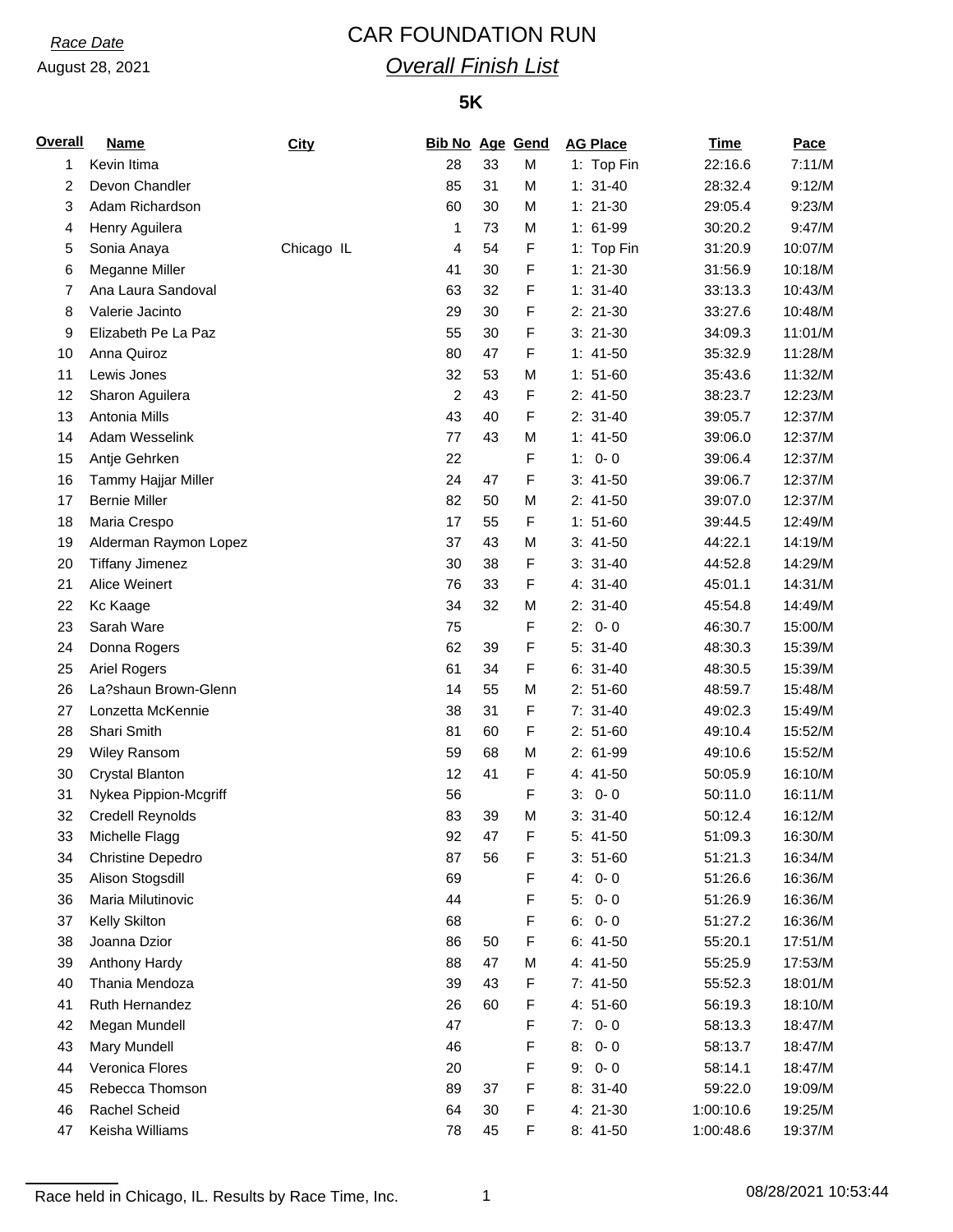*Race Date*

August 28, 2021

# CAR FOUNDATION RUN

## *Overall Finish List*

### 5K

| Overall | Name | City | Bib No | Age | Gend | AG Place | Time | Pace |
|---|---|---|---|---|---|---|---|---|
| 1 | Kevin Itima | | 28 | 33 | M | 1: Top Fin | 22:16.6 | 7:11/M |
| 2 | Devon Chandler | | 85 | 31 | M | 1: 31-40 | 28:32.4 | 9:12/M |
| 3 | Adam Richardson | | 60 | 30 | M | 1: 21-30 | 29:05.4 | 9:23/M |
| 4 | Henry Aguilera | | 1 | 73 | M | 1: 61-99 | 30:20.2 | 9:47/M |
| 5 | Sonia Anaya | Chicago IL | 4 | 54 | F | 1: Top Fin | 31:20.9 | 10:07/M |
| 6 | Meganne Miller | | 41 | 30 | F | 1: 21-30 | 31:56.9 | 10:18/M |
| 7 | Ana Laura Sandoval | | 63 | 32 | F | 1: 31-40 | 33:13.3 | 10:43/M |
| 8 | Valerie Jacinto | | 29 | 30 | F | 2: 21-30 | 33:27.6 | 10:48/M |
| 9 | Elizabeth Pe La Paz | | 55 | 30 | F | 3: 21-30 | 34:09.3 | 11:01/M |
| 10 | Anna Quiroz | | 80 | 47 | F | 1: 41-50 | 35:32.9 | 11:28/M |
| 11 | Lewis Jones | | 32 | 53 | M | 1: 51-60 | 35:43.6 | 11:32/M |
| 12 | Sharon Aguilera | | 2 | 43 | F | 2: 41-50 | 38:23.7 | 12:23/M |
| 13 | Antonia Mills | | 43 | 40 | F | 2: 31-40 | 39:05.7 | 12:37/M |
| 14 | Adam Wesselink | | 77 | 43 | M | 1: 41-50 | 39:06.0 | 12:37/M |
| 15 | Antje Gehrken | | 22 | | F | 1: 0- 0 | 39:06.4 | 12:37/M |
| 16 | Tammy Hajjar Miller | | 24 | 47 | F | 3: 41-50 | 39:06.7 | 12:37/M |
| 17 | Bernie Miller | | 82 | 50 | M | 2: 41-50 | 39:07.0 | 12:37/M |
| 18 | Maria Crespo | | 17 | 55 | F | 1: 51-60 | 39:44.5 | 12:49/M |
| 19 | Alderman Raymon Lopez | | 37 | 43 | M | 3: 41-50 | 44:22.1 | 14:19/M |
| 20 | Tiffany Jimenez | | 30 | 38 | F | 3: 31-40 | 44:52.8 | 14:29/M |
| 21 | Alice Weinert | | 76 | 33 | F | 4: 31-40 | 45:01.1 | 14:31/M |
| 22 | Kc Kaage | | 34 | 32 | M | 2: 31-40 | 45:54.8 | 14:49/M |
| 23 | Sarah Ware | | 75 | | F | 2: 0- 0 | 46:30.7 | 15:00/M |
| 24 | Donna Rogers | | 62 | 39 | F | 5: 31-40 | 48:30.3 | 15:39/M |
| 25 | Ariel Rogers | | 61 | 34 | F | 6: 31-40 | 48:30.5 | 15:39/M |
| 26 | La?shaun Brown-Glenn | | 14 | 55 | M | 2: 51-60 | 48:59.7 | 15:48/M |
| 27 | Lonzetta McKennie | | 38 | 31 | F | 7: 31-40 | 49:02.3 | 15:49/M |
| 28 | Shari Smith | | 81 | 60 | F | 2: 51-60 | 49:10.4 | 15:52/M |
| 29 | Wiley Ransom | | 59 | 68 | M | 2: 61-99 | 49:10.6 | 15:52/M |
| 30 | Crystal Blanton | | 12 | 41 | F | 4: 41-50 | 50:05.9 | 16:10/M |
| 31 | Nykea Pippion-Mcgriff | | 56 | | F | 3: 0- 0 | 50:11.0 | 16:11/M |
| 32 | Credell Reynolds | | 83 | 39 | M | 3: 31-40 | 50:12.4 | 16:12/M |
| 33 | Michelle Flagg | | 92 | 47 | F | 5: 41-50 | 51:09.3 | 16:30/M |
| 34 | Christine Depedro | | 87 | 56 | F | 3: 51-60 | 51:21.3 | 16:34/M |
| 35 | Alison Stogsdill | | 69 | | F | 4: 0- 0 | 51:26.6 | 16:36/M |
| 36 | Maria Milutinovic | | 44 | | F | 5: 0- 0 | 51:26.9 | 16:36/M |
| 37 | Kelly Skilton | | 68 | | F | 6: 0- 0 | 51:27.2 | 16:36/M |
| 38 | Joanna Dzior | | 86 | 50 | F | 6: 41-50 | 55:20.1 | 17:51/M |
| 39 | Anthony Hardy | | 88 | 47 | M | 4: 41-50 | 55:25.9 | 17:53/M |
| 40 | Thania Mendoza | | 39 | 43 | F | 7: 41-50 | 55:52.3 | 18:01/M |
| 41 | Ruth Hernandez | | 26 | 60 | F | 4: 51-60 | 56:19.3 | 18:10/M |
| 42 | Megan Mundell | | 47 | | F | 7: 0- 0 | 58:13.3 | 18:47/M |
| 43 | Mary Mundell | | 46 | | F | 8: 0- 0 | 58:13.7 | 18:47/M |
| 44 | Veronica Flores | | 20 | | F | 9: 0- 0 | 58:14.1 | 18:47/M |
| 45 | Rebecca Thomson | | 89 | 37 | F | 8: 31-40 | 59:22.0 | 19:09/M |
| 46 | Rachel Scheid | | 64 | 30 | F | 4: 21-30 | 1:00:10.6 | 19:25/M |
| 47 | Keisha Williams | | 78 | 45 | F | 8: 41-50 | 1:00:48.6 | 19:37/M |

Race held in Chicago, IL. Results by Race Time, Inc.

08/28/2021 10:53:44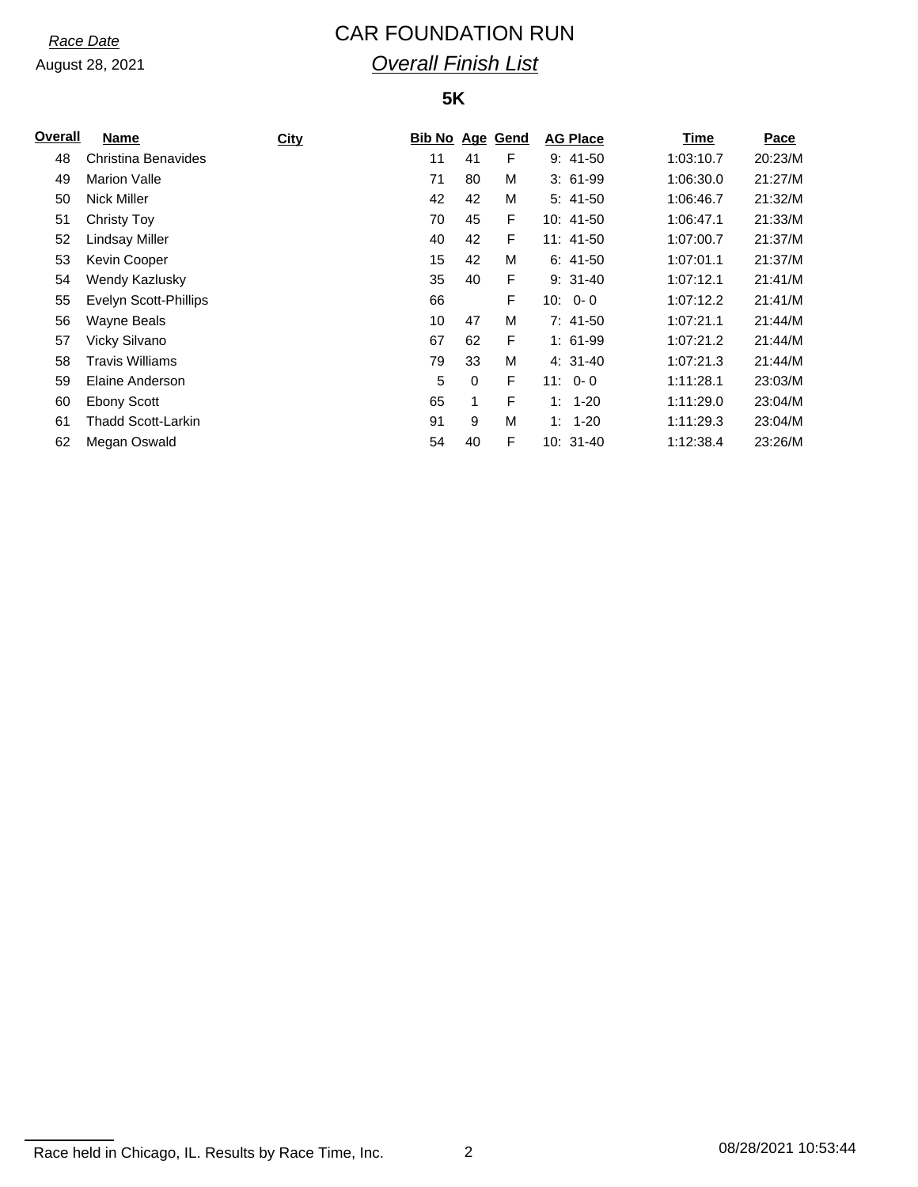*Race Date*

August 28, 2021

# CAR FOUNDATION RUN

## *Overall Finish List*

### 5K

| Overall | Name | City | Bib No | Age | Gend | AG Place | Time | Pace |
|---|---|---|---|---|---|---|---|---|
| 48 | Christina Benavides | | 11 | 41 | F | 9: 41-50 | 1:03:10.7 | 20:23/M |
| 49 | Marion Valle | | 71 | 80 | M | 3: 61-99 | 1:06:30.0 | 21:27/M |
| 50 | Nick Miller | | 42 | 42 | M | 5: 41-50 | 1:06:46.7 | 21:32/M |
| 51 | Christy Toy | | 70 | 45 | F | 10: 41-50 | 1:06:47.1 | 21:33/M |
| 52 | Lindsay Miller | | 40 | 42 | F | 11: 41-50 | 1:07:00.7 | 21:37/M |
| 53 | Kevin Cooper | | 15 | 42 | M | 6: 41-50 | 1:07:01.1 | 21:37/M |
| 54 | Wendy Kazlusky | | 35 | 40 | F | 9: 31-40 | 1:07:12.1 | 21:41/M |
| 55 | Evelyn Scott-Phillips | | 66 | | F | 10: 0- 0 | 1:07:12.2 | 21:41/M |
| 56 | Wayne Beals | | 10 | 47 | M | 7: 41-50 | 1:07:21.1 | 21:44/M |
| 57 | Vicky Silvano | | 67 | 62 | F | 1: 61-99 | 1:07:21.2 | 21:44/M |
| 58 | Travis Williams | | 79 | 33 | M | 4: 31-40 | 1:07:21.3 | 21:44/M |
| 59 | Elaine Anderson | | 5 | 0 | F | 11: 0- 0 | 1:11:28.1 | 23:03/M |
| 60 | Ebony Scott | | 65 | 1 | F | 1: 1-20 | 1:11:29.0 | 23:04/M |
| 61 | Thadd Scott-Larkin | | 91 | 9 | M | 1: 1-20 | 1:11:29.3 | 23:04/M |
| 62 | Megan Oswald | | 54 | 40 | F | 10: 31-40 | 1:12:38.4 | 23:26/M |

Race held in Chicago, IL. Results by Race Time, Inc.

08/28/2021 10:53:44